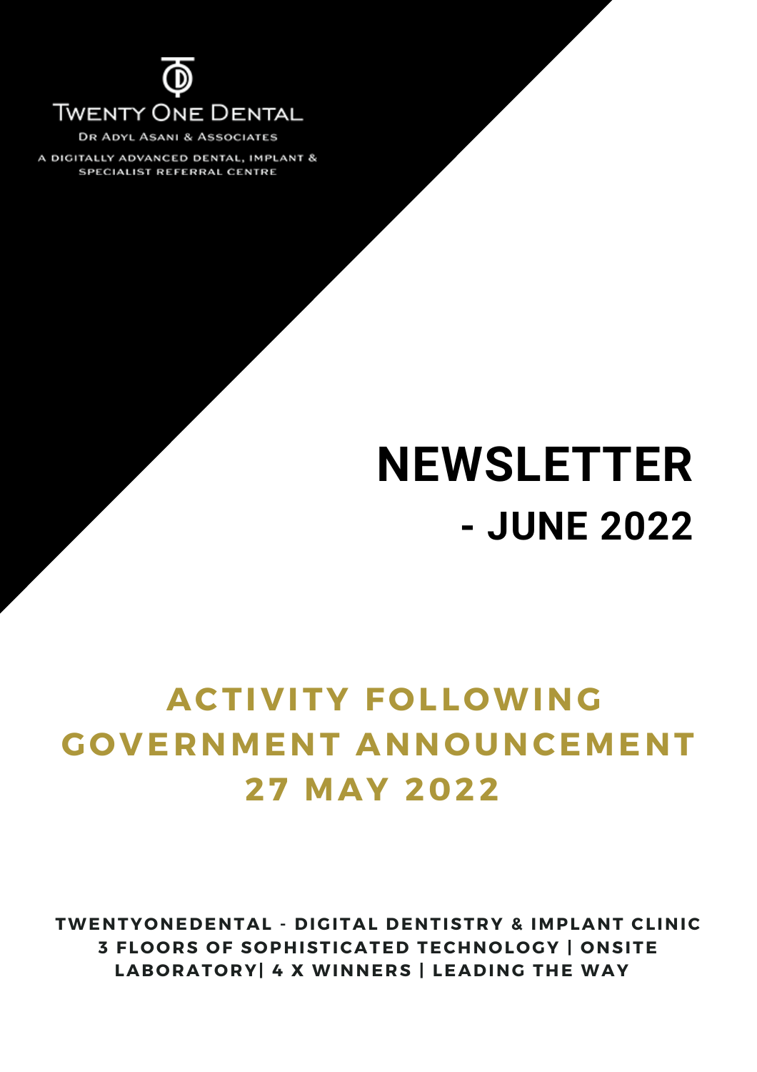TWENTY ONE DENTAL

DR ADYL ASANI & ASSOCIATES

A DIGITALLY ADVANCED DENTAL, IMPLANT & SPECIALIST REFERRAL CENTRE

# NEWSLETTER

## - JUNE 2022

## ACTIVITY FOLLOWING GOVERNMENT ANNOUNCEMENT 27 MAY 2022

**TWENTYONEDENTAL - DIGITAL DENTISTRY & IMPLANT CLINIC 3 FLOORS OF SOPHISTICATED TECHNOLOGY | ONSITE LABORATORY| 4 X WINNERS | LEADING THE WAY**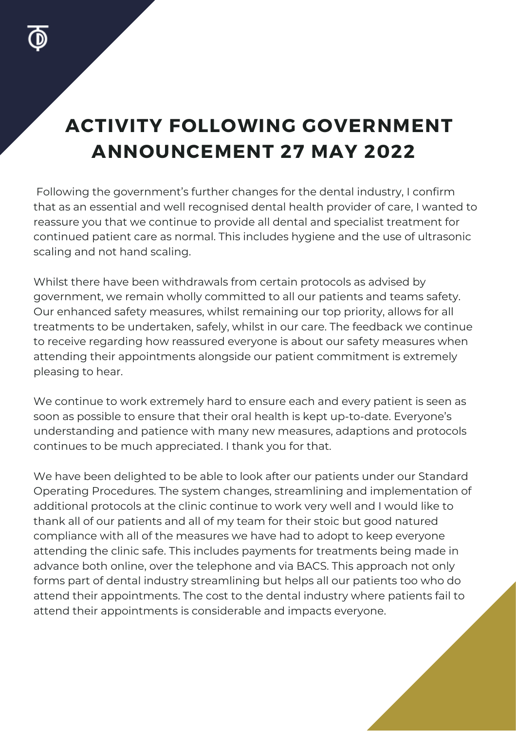# ACTIVITY FOLLOWING GOVERNMENT ANNOUNCEMENT 27 MAY 2022

Following the government's further changes for the dental industry, I confirm that as an essential and well recognised dental health provider of care, I wanted to reassure you that we continue to provide all dental and specialist treatment for continued patient care as normal. This includes hygiene and the use of ultrasonic scaling and not hand scaling.

Whilst there have been withdrawals from certain protocols as advised by government, we remain wholly committed to all our patients and teams safety. Our enhanced safety measures, whilst remaining our top priority, allows for all treatments to be undertaken, safely, whilst in our care. The feedback we continue to receive regarding how reassured everyone is about our safety measures when attending their appointments alongside our patient commitment is extremely pleasing to hear.

We continue to work extremely hard to ensure each and every patient is seen as soon as possible to ensure that their oral health is kept up-to-date. Everyone's understanding and patience with many new measures, adaptions and protocols continues to be much appreciated. I thank you for that.

We have been delighted to be able to look after our patients under our Standard Operating Procedures. The system changes, streamlining and implementation of additional protocols at the clinic continue to work very well and I would like to thank all of our patients and all of my team for their stoic but good natured compliance with all of the measures we have had to adopt to keep everyone attending the clinic safe. This includes payments for treatments being made in advance both online, over the telephone and via BACS. This approach not only forms part of dental industry streamlining but helps all our patients too who do attend their appointments. The cost to the dental industry where patients fail to attend their appointments is considerable and impacts everyone.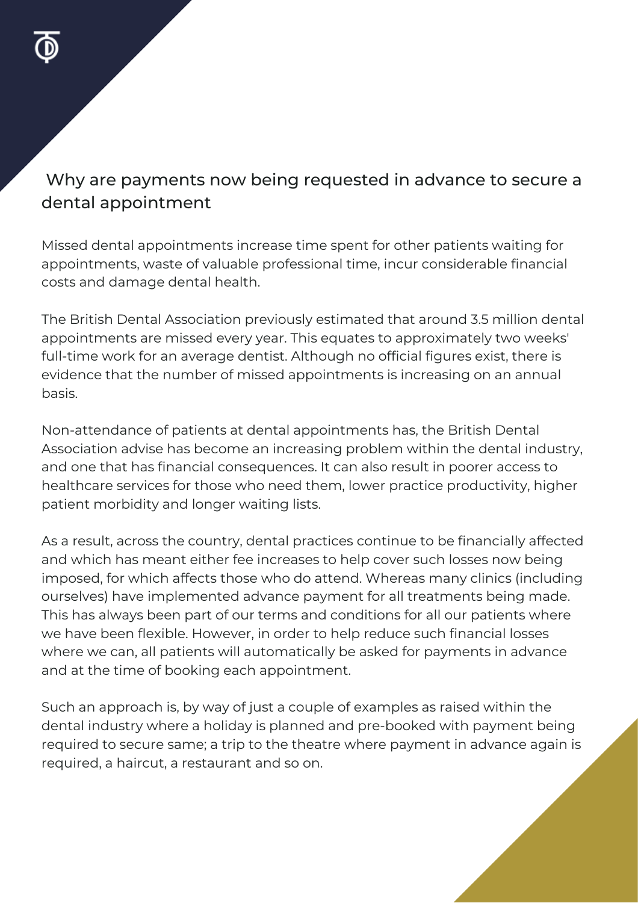## Why are payments now being requested in advance to secure a dental appointment

Missed dental appointments increase time spent for other patients waiting for appointments, waste of valuable professional time, incur considerable financial costs and damage dental health.

The British Dental Association previously estimated that around 3.5 million dental appointments are missed every year. This equates to approximately two weeks' full-time work for an average dentist. Although no official figures exist, there is evidence that the number of missed appointments is increasing on an annual basis.

Non-attendance of patients at dental appointments has, the British Dental Association advise has become an increasing problem within the dental industry, and one that has financial consequences. It can also result in poorer access to healthcare services for those who need them, lower practice productivity, higher patient morbidity and longer waiting lists.

As a result, across the country, dental practices continue to be financially affected and which has meant either fee increases to help cover such losses now being imposed, for which affects those who do attend. Whereas many clinics (including ourselves) have implemented advance payment for all treatments being made. This has always been part of our terms and conditions for all our patients where we have been flexible. However, in order to help reduce such financial losses where we can, all patients will automatically be asked for payments in advance and at the time of booking each appointment.

Such an approach is, by way of just a couple of examples as raised within the dental industry where a holiday is planned and pre-booked with payment being required to secure same; a trip to the theatre where payment in advance again is required, a haircut, a restaurant and so on.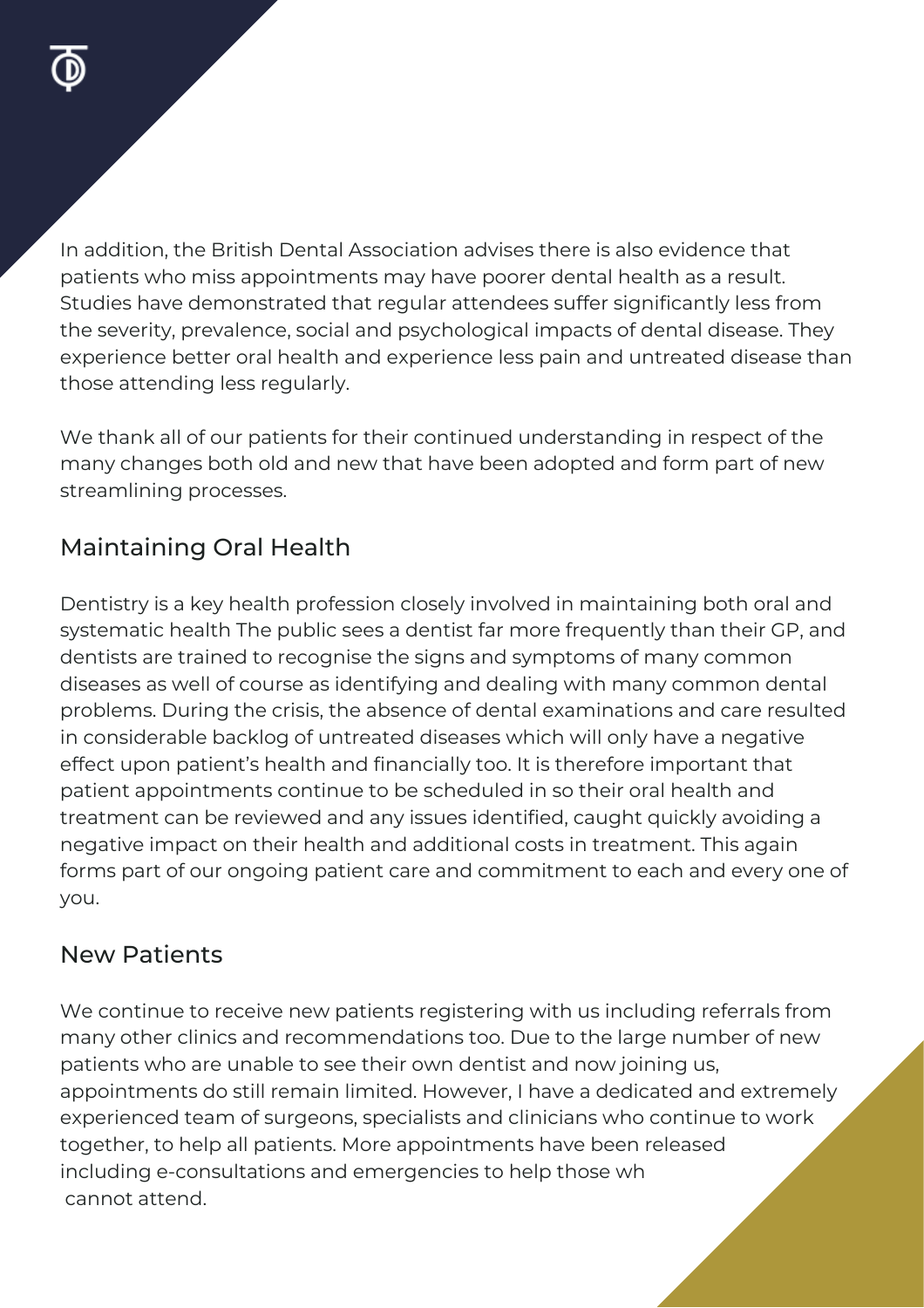In addition, the British Dental Association advises there is also evidence that patients who miss appointments may have poorer dental health as a result. Studies have demonstrated that regular attendees suffer significantly less from the severity, prevalence, social and psychological impacts of dental disease. They experience better oral health and experience less pain and untreated disease than those attending less regularly.

We thank all of our patients for their continued understanding in respect of the many changes both old and new that have been adopted and form part of new streamlining processes.

## Maintaining Oral Health

Dentistry is a key health profession closely involved in maintaining both oral and systematic health The public sees a dentist far more frequently than their GP, and dentists are trained to recognise the signs and symptoms of many common diseases as well of course as identifying and dealing with many common dental problems. During the crisis, the absence of dental examinations and care resulted in considerable backlog of untreated diseases which will only have a negative effect upon patient's health and financially too. It is therefore important that patient appointments continue to be scheduled in so their oral health and treatment can be reviewed and any issues identified, caught quickly avoiding a negative impact on their health and additional costs in treatment. This again forms part of our ongoing patient care and commitment to each and every one of you.

## New Patients

We continue to receive new patients registering with us including referrals from many other clinics and recommendations too. Due to the large number of new patients who are unable to see their own dentist and now joining us, appointments do still remain limited. However, I have a dedicated and extremely experienced team of surgeons, specialists and clinicians who continue to work together, to help all patients. More appointments have been released including e-consultations and emergencies to help those wh
cannot attend.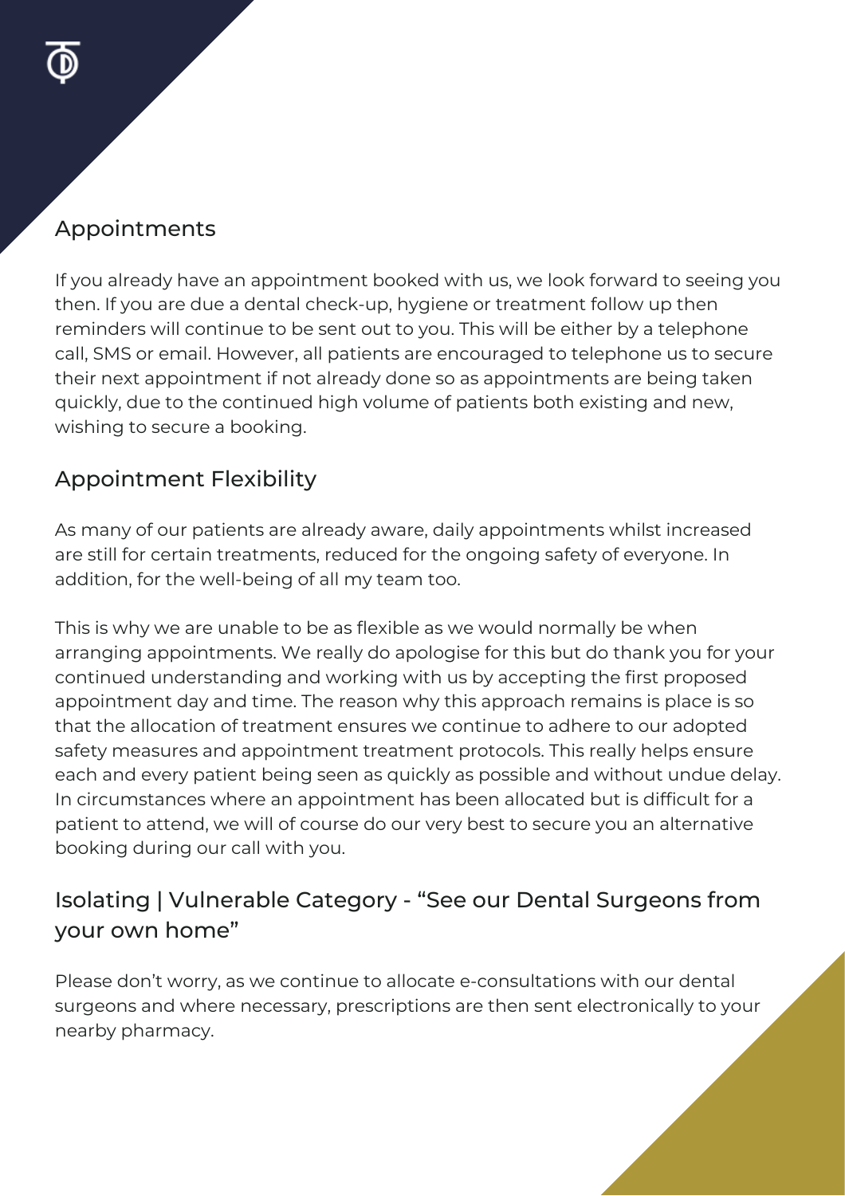## Appointments

If you already have an appointment booked with us, we look forward to seeing you then. If you are due a dental check-up, hygiene or treatment follow up then reminders will continue to be sent out to you. This will be either by a telephone call, SMS or email. However, all patients are encouraged to telephone us to secure their next appointment if not already done so as appointments are being taken quickly, due to the continued high volume of patients both existing and new, wishing to secure a booking.

## Appointment Flexibility

As many of our patients are already aware, daily appointments whilst increased are still for certain treatments, reduced for the ongoing safety of everyone. In addition, for the well-being of all my team too.

This is why we are unable to be as flexible as we would normally be when arranging appointments. We really do apologise for this but do thank you for your continued understanding and working with us by accepting the first proposed appointment day and time. The reason why this approach remains is place is so that the allocation of treatment ensures we continue to adhere to our adopted safety measures and appointment treatment protocols. This really helps ensure each and every patient being seen as quickly as possible and without undue delay. In circumstances where an appointment has been allocated but is difficult for a patient to attend, we will of course do our very best to secure you an alternative booking during our call with you.

## Isolating | Vulnerable Category - "See our Dental Surgeons from your own home"

Please don't worry, as we continue to allocate e-consultations with our dental surgeons and where necessary, prescriptions are then sent electronically to your nearby pharmacy.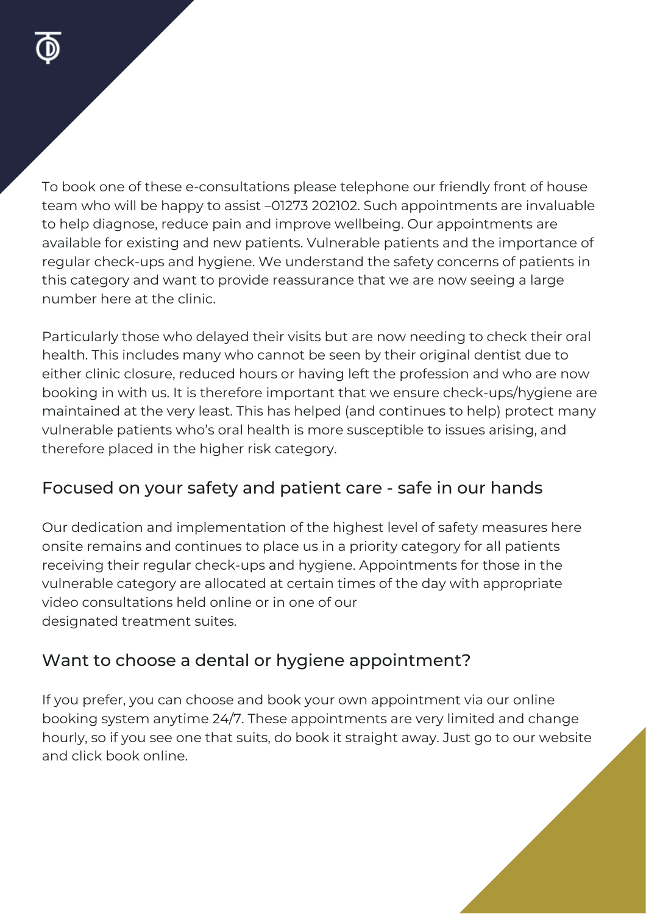To book one of these e-consultations please telephone our friendly front of house team who will be happy to assist –01273 202102. Such appointments are invaluable to help diagnose, reduce pain and improve wellbeing. Our appointments are available for existing and new patients. Vulnerable patients and the importance of regular check-ups and hygiene. We understand the safety concerns of patients in this category and want to provide reassurance that we are now seeing a large number here at the clinic.

Particularly those who delayed their visits but are now needing to check their oral health. This includes many who cannot be seen by their original dentist due to either clinic closure, reduced hours or having left the profession and who are now booking in with us. It is therefore important that we ensure check-ups/hygiene are maintained at the very least. This has helped (and continues to help) protect many vulnerable patients who's oral health is more susceptible to issues arising, and therefore placed in the higher risk category.

## Focused on your safety and patient care - safe in our hands

Our dedication and implementation of the highest level of safety measures here onsite remains and continues to place us in a priority category for all patients receiving their regular check-ups and hygiene. Appointments for those in the vulnerable category are allocated at certain times of the day with appropriate video consultations held online or in one of our designated treatment suites.

## Want to choose a dental or hygiene appointment?

If you prefer, you can choose and book your own appointment via our online booking system anytime 24/7. These appointments are very limited and change hourly, so if you see one that suits, do book it straight away. Just go to our website and click book online.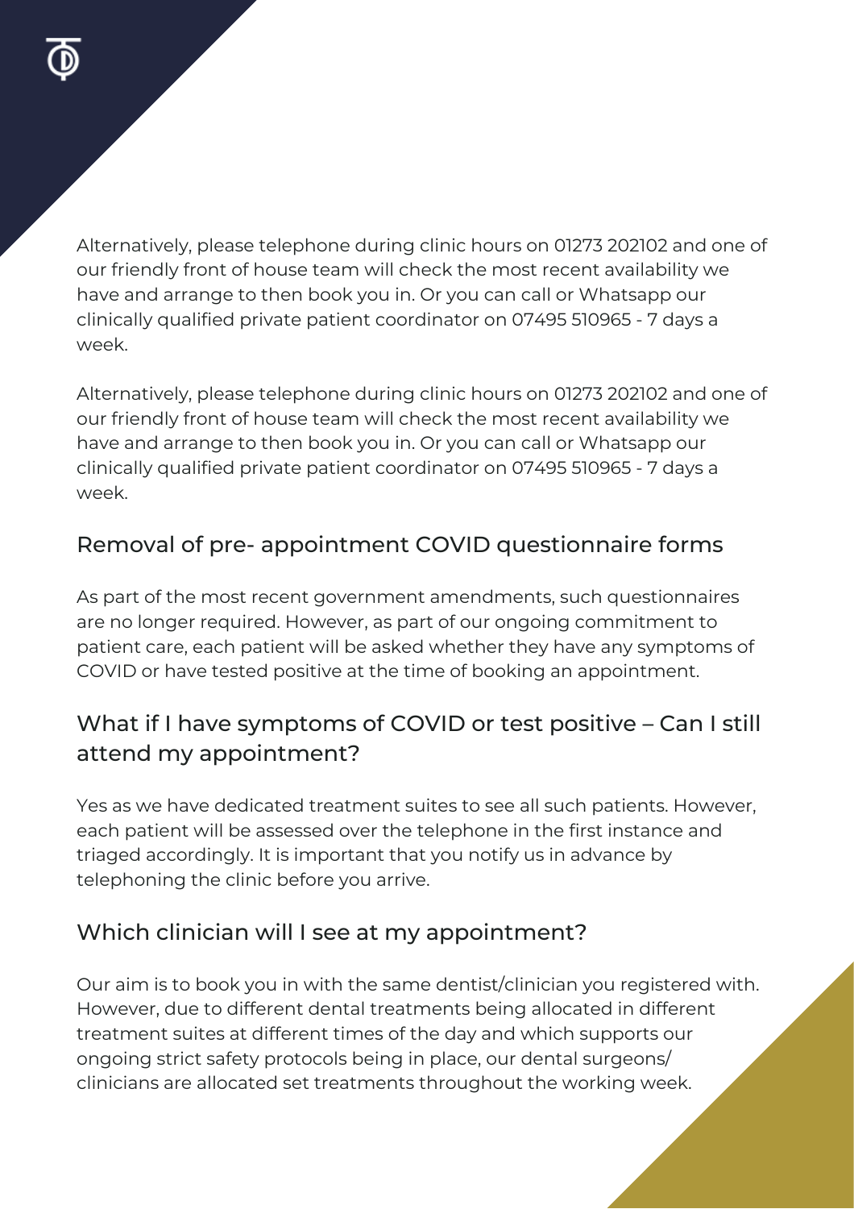Alternatively, please telephone during clinic hours on 01273 202102 and one of our friendly front of house team will check the most recent availability we have and arrange to then book you in. Or you can call or Whatsapp our clinically qualified private patient coordinator on 07495 510965 - 7 days a week.

Alternatively, please telephone during clinic hours on 01273 202102 and one of our friendly front of house team will check the most recent availability we have and arrange to then book you in. Or you can call or Whatsapp our clinically qualified private patient coordinator on 07495 510965 - 7 days a week.

## Removal of pre- appointment COVID questionnaire forms

As part of the most recent government amendments, such questionnaires are no longer required. However, as part of our ongoing commitment to patient care, each patient will be asked whether they have any symptoms of COVID or have tested positive at the time of booking an appointment.

## What if I have symptoms of COVID or test positive – Can I still attend my appointment?

Yes as we have dedicated treatment suites to see all such patients. However, each patient will be assessed over the telephone in the first instance and triaged accordingly. It is important that you notify us in advance by telephoning the clinic before you arrive.

## Which clinician will I see at my appointment?

Our aim is to book you in with the same dentist/clinician you registered with. However, due to different dental treatments being allocated in different treatment suites at different times of the day and which supports our ongoing strict safety protocols being in place, our dental surgeons/ clinicians are allocated set treatments throughout the working week.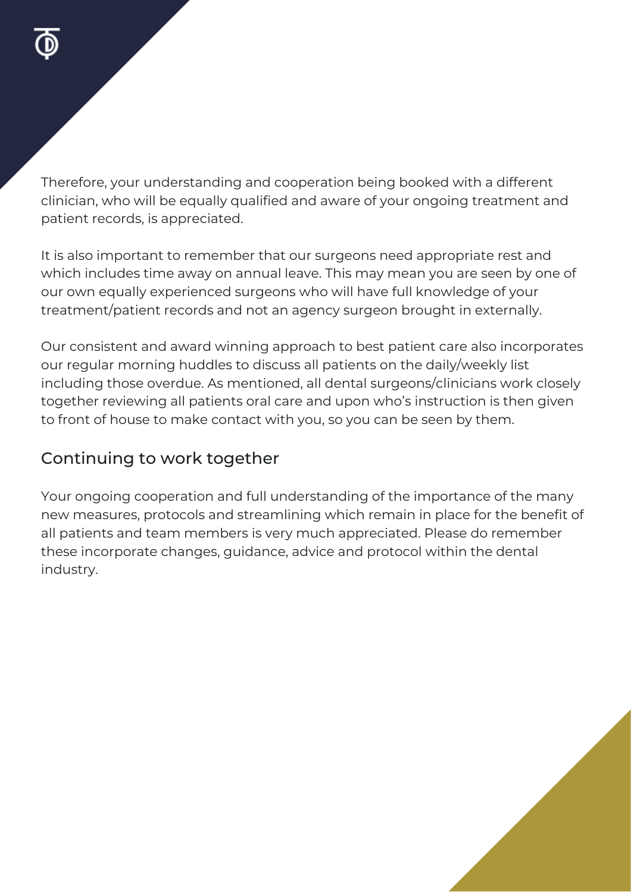Therefore, your understanding and cooperation being booked with a different clinician, who will be equally qualified and aware of your ongoing treatment and patient records, is appreciated.

It is also important to remember that our surgeons need appropriate rest and which includes time away on annual leave. This may mean you are seen by one of our own equally experienced surgeons who will have full knowledge of your treatment/patient records and not an agency surgeon brought in externally.

Our consistent and award winning approach to best patient care also incorporates our regular morning huddles to discuss all patients on the daily/weekly list including those overdue. As mentioned, all dental surgeons/clinicians work closely together reviewing all patients oral care and upon who's instruction is then given to front of house to make contact with you, so you can be seen by them.

## Continuing to work together

Your ongoing cooperation and full understanding of the importance of the many new measures, protocols and streamlining which remain in place for the benefit of all patients and team members is very much appreciated. Please do remember these incorporate changes, guidance, advice and protocol within the dental industry.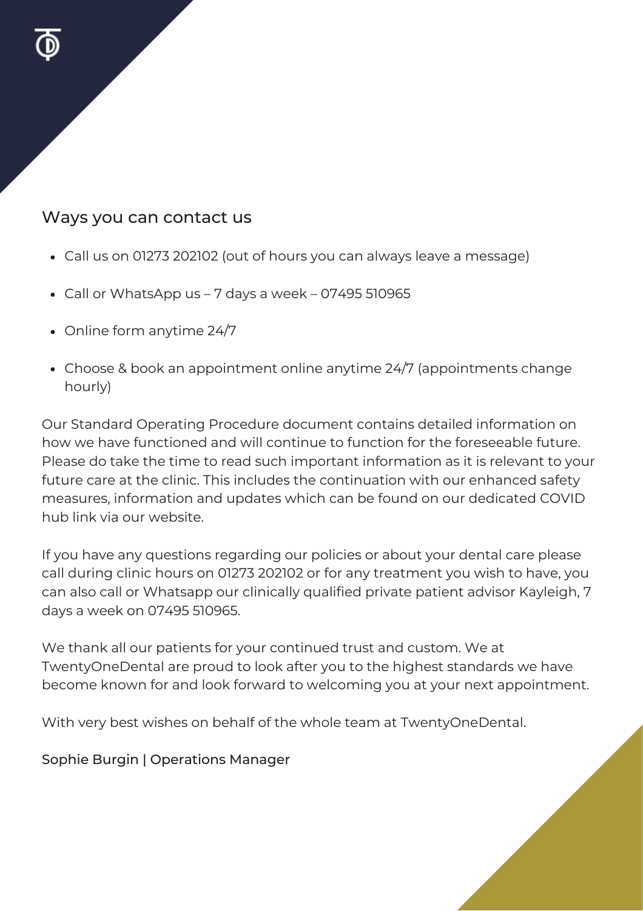## Ways you can contact us

- Call us on 01273 202102 (out of hours you can always leave a message)
- Call or WhatsApp us – 7 days a week – 07495 510965
- Online form anytime 24/7
- Choose & book an appointment online anytime 24/7 (appointments change hourly)

Our Standard Operating Procedure document contains detailed information on how we have functioned and will continue to function for the foreseeable future. Please do take the time to read such important information as it is relevant to your future care at the clinic. This includes the continuation with our enhanced safety measures, information and updates which can be found on our dedicated COVID hub link via our website.

If you have any questions regarding our policies or about your dental care please call during clinic hours on 01273 202102 or for any treatment you wish to have, you can also call or Whatsapp our clinically qualified private patient advisor Kayleigh, 7 days a week on 07495 510965.

We thank all our patients for your continued trust and custom. We at TwentyOneDental are proud to look after you to the highest standards we have become known for and look forward to welcoming you at your next appointment.

With very best wishes on behalf of the whole team at TwentyOneDental.

Sophie Burgin | Operations Manager